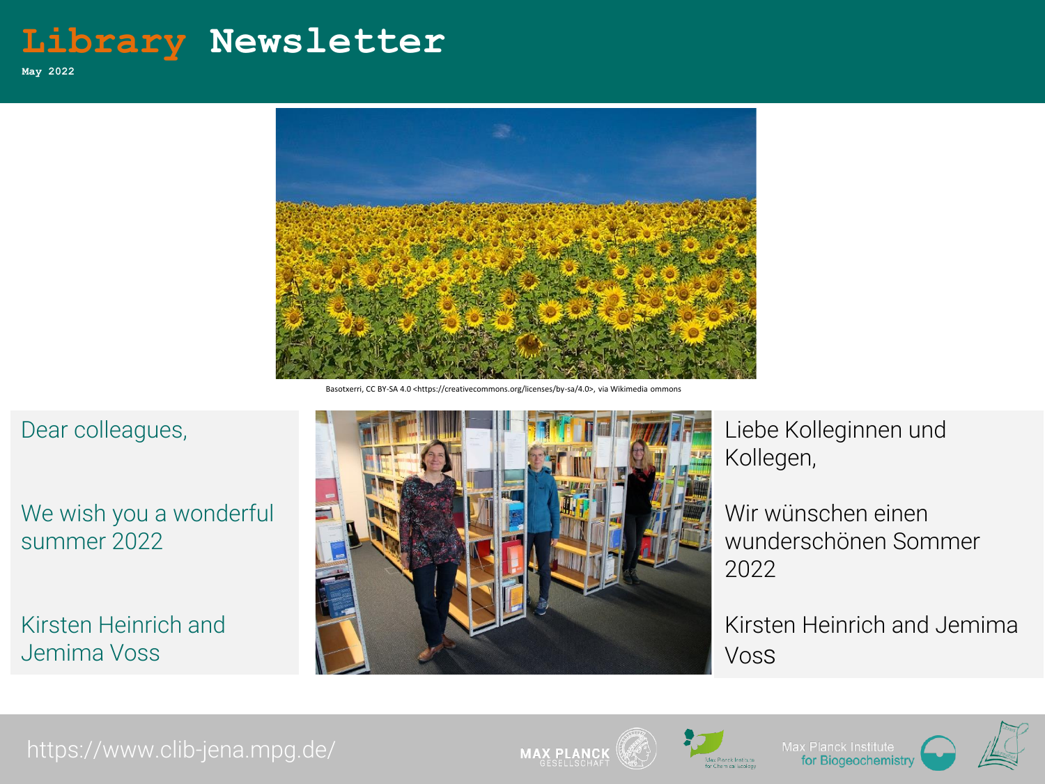# Library Newsletter

May 2022

Basotxerri, CC BY-SA 4.0 <https://creativecommons.org/licenses/by-sa/4.0>, via Wikimedia ommons

Dear colleagues,

We wish you a wonderful summer 2022

Kirsten Heinrich and Jemima Voss

Liebe Kolleginnen und Kollegen,

Wir wünschen einen wunderschönen Sommer 2022

Kirsten Heinrich and Jemima Voss

https://www.clib-jena.mpg.de/

MAX PLANCK GESELLSCHAFT

Max Planck Institute for Chemical Ecology

Max Planck Institute for Biogeochemistry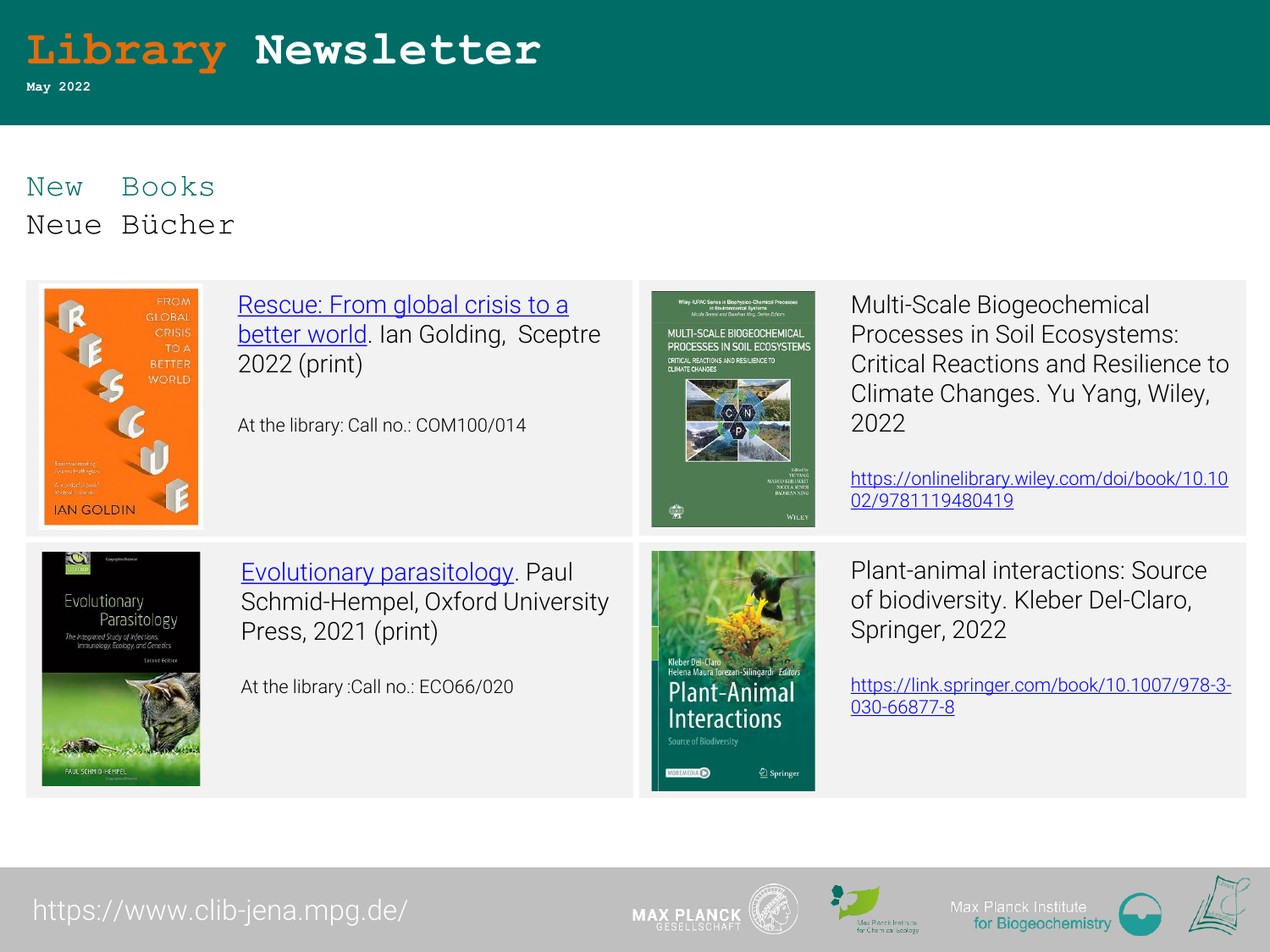# Library Newsletter

May 2022

## New Books
## Neue Bücher

Rescue: From global crisis to a better world. Ian Golding, Sceptre 2022 (print)

At the library: Call no.: COM100/014

Multi-Scale Biogeochemical Processes in Soil Ecosystems: Critical Reactions and Resilience to Climate Changes. Yu Yang, Wiley, 2022

https://onlinelibrary.wiley.com/doi/book/10.1002/9781119480419

Evolutionary parasitology. Paul Schmid-Hempel, Oxford University Press, 2021 (print)

At the library :Call no.: ECO66/020

Plant-animal interactions: Source of biodiversity. Kleber Del-Claro, Springer, 2022

https://link.springer.com/book/10.1007/978-3-030-66877-8

https://www.clib-jena.mpg.de/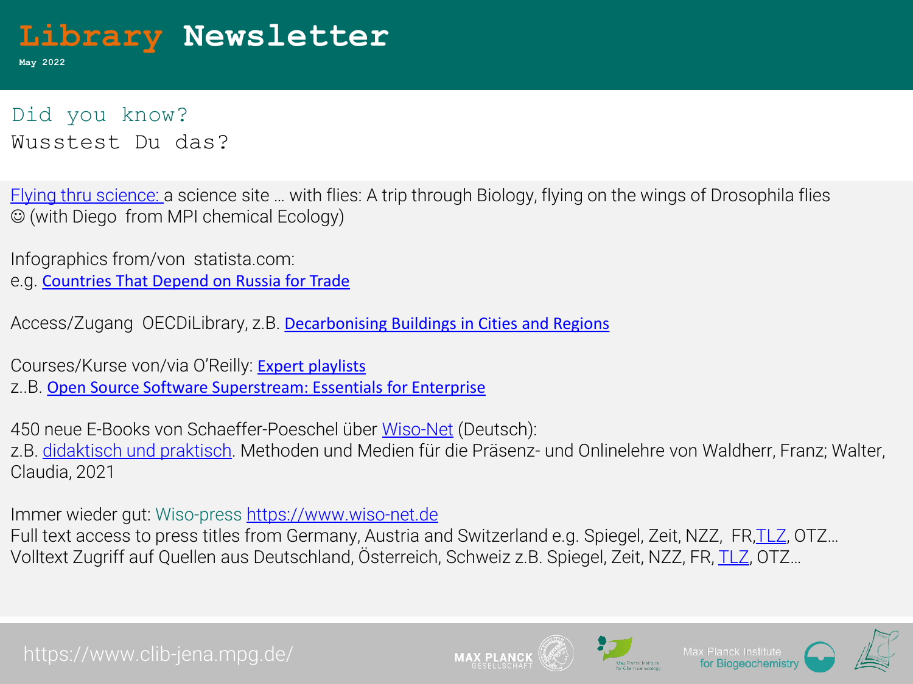# Library Newsletter

May 2022

## Did you know?
## Wusstest Du das?

Flying thru science: a science site … with flies: A trip through Biology, flying on the wings of Drosophila flies ☺ (with Diego from MPI chemical Ecology)

Infographics from/von statista.com:
e.g. Countries That Depend on Russia for Trade

Access/Zugang OECDiLibrary, z.B. Decarbonising Buildings in Cities and Regions

Courses/Kurse von/via O'Reilly: Expert playlists
z..B. Open Source Software Superstream: Essentials for Enterprise

450 neue E-Books von Schaeffer-Poeschel über Wiso-Net (Deutsch):
z.B. didaktisch und praktisch. Methoden und Medien für die Präsenz- und Onlinelehre von Waldherr, Franz; Walter, Claudia, 2021

Immer wieder gut: Wiso-press https://www.wiso-net.de
Full text access to press titles from Germany, Austria and Switzerland e.g. Spiegel, Zeit, NZZ, FR,TLZ, OTZ…
Volltext Zugriff auf Quellen aus Deutschland, Österreich, Schweiz z.B. Spiegel, Zeit, NZZ, FR, TLZ, OTZ…

https://www.clib-jena.mpg.de/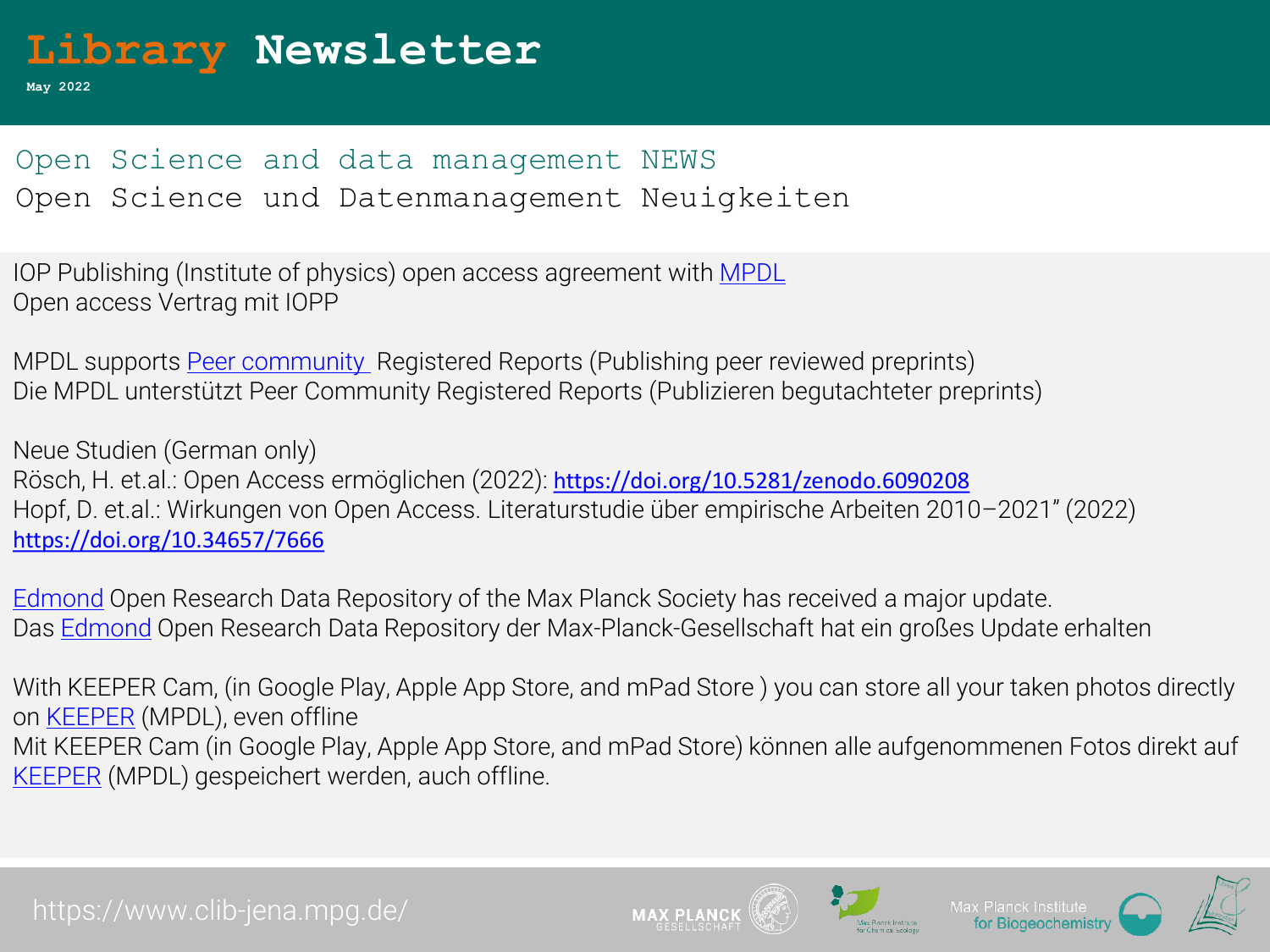# Library Newsletter

May 2022

## Open Science and data management NEWS
## Open Science und Datenmanagement Neuigkeiten

IOP Publishing (Institute of physics) open access agreement with MPDL
Open access Vertrag mit IOPP

MPDL supports Peer community Registered Reports (Publishing peer reviewed preprints)
Die MPDL unterstützt Peer Community Registered Reports (Publizieren begutachteter preprints)

Neue Studien (German only)
Rösch, H. et.al.: Open Access ermöglichen (2022): https://doi.org/10.5281/zenodo.6090208
Hopf, D. et.al.: Wirkungen von Open Access. Literaturstudie über empirische Arbeiten 2010–2021" (2022)
https://doi.org/10.34657/7666

Edmond Open Research Data Repository of the Max Planck Society has received a major update.
Das Edmond Open Research Data Repository der Max-Planck-Gesellschaft hat ein großes Update erhalten

With KEEPER Cam, (in Google Play, Apple App Store, and mPad Store ) you can store all your taken photos directly on KEEPER (MPDL), even offline
Mit KEEPER Cam (in Google Play, Apple App Store, and mPad Store) können alle aufgenommenen Fotos direkt auf KEEPER (MPDL) gespeichert werden, auch offline.

https://www.clib-jena.mpg.de/